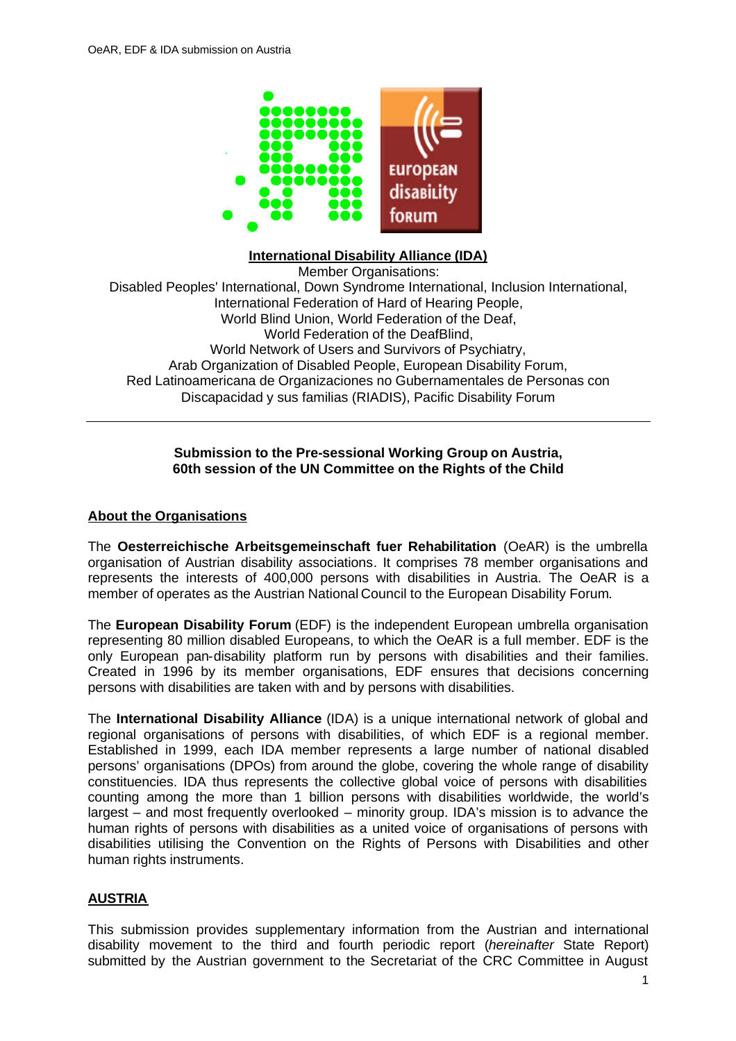**International Disability Alliance (IDA)**

Member Organisations:
Disabled Peoples' International, Down Syndrome International, Inclusion International,
International Federation of Hard of Hearing People,
World Blind Union, World Federation of the Deaf,
World Federation of the DeafBlind,
World Network of Users and Survivors of Psychiatry,
Arab Organization of Disabled People, European Disability Forum,
Red Latinoamericana de Organizaciones no Gubernamentales de Personas con Discapacidad y sus familias (RIADIS), Pacific Disability Forum

---

**Submission to the Pre-sessional Working Group on Austria,**
**60th session of the UN Committee on the Rights of the Child**

## About the Organisations

The **Oesterreichische Arbeitsgemeinschaft fuer Rehabilitation** (OeAR) is the umbrella organisation of Austrian disability associations. It comprises 78 member organisations and represents the interests of 400,000 persons with disabilities in Austria. The OeAR is a member of operates as the Austrian National Council to the European Disability Forum.

The **European Disability Forum** (EDF) is the independent European umbrella organisation representing 80 million disabled Europeans, to which the OeAR is a full member. EDF is the only European pan-disability platform run by persons with disabilities and their families. Created in 1996 by its member organisations, EDF ensures that decisions concerning persons with disabilities are taken with and by persons with disabilities.

The **International Disability Alliance** (IDA) is a unique international network of global and regional organisations of persons with disabilities, of which EDF is a regional member. Established in 1999, each IDA member represents a large number of national disabled persons' organisations (DPOs) from around the globe, covering the whole range of disability constituencies. IDA thus represents the collective global voice of persons with disabilities counting among the more than 1 billion persons with disabilities worldwide, the world's largest – and most frequently overlooked – minority group. IDA's mission is to advance the human rights of persons with disabilities as a united voice of organisations of persons with disabilities utilising the Convention on the Rights of Persons with Disabilities and other human rights instruments.

## AUSTRIA

This submission provides supplementary information from the Austrian and international disability movement to the third and fourth periodic report (*hereinafter* State Report) submitted by the Austrian government to the Secretariat of the CRC Committee in August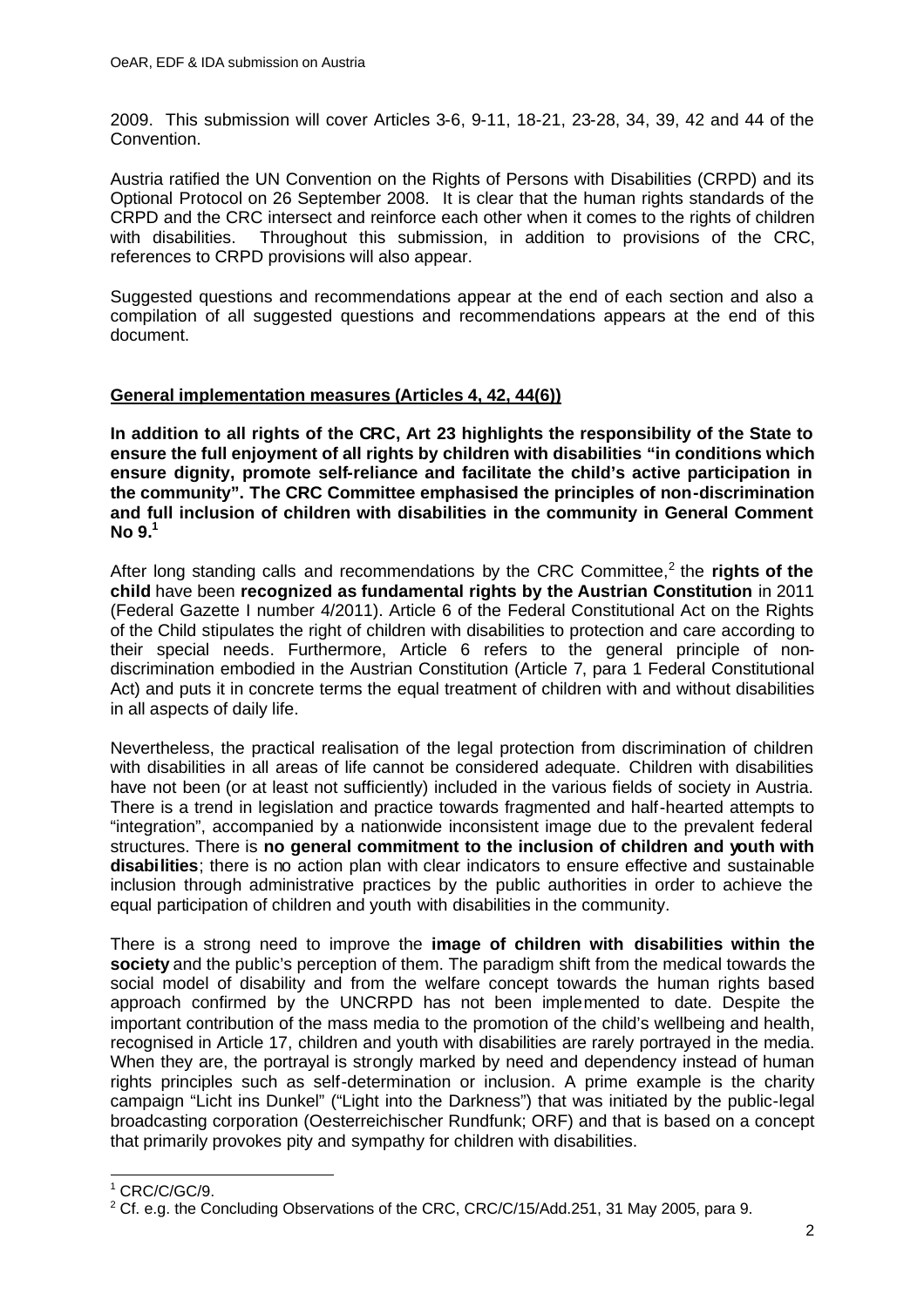2009. This submission will cover Articles 3-6, 9-11, 18-21, 23-28, 34, 39, 42 and 44 of the Convention.

Austria ratified the UN Convention on the Rights of Persons with Disabilities (CRPD) and its Optional Protocol on 26 September 2008. It is clear that the human rights standards of the CRPD and the CRC intersect and reinforce each other when it comes to the rights of children with disabilities. Throughout this submission, in addition to provisions of the CRC, references to CRPD provisions will also appear.

Suggested questions and recommendations appear at the end of each section and also a compilation of all suggested questions and recommendations appears at the end of this document.

## General implementation measures (Articles 4, 42, 44(6))

**In addition to all rights of the CRC, Art 23 highlights the responsibility of the State to ensure the full enjoyment of all rights by children with disabilities "in conditions which ensure dignity, promote self-reliance and facilitate the child's active participation in the community". The CRC Committee emphasised the principles of non-discrimination and full inclusion of children with disabilities in the community in General Comment No 9.**[1]

After long standing calls and recommendations by the CRC Committee,[2] the **rights of the child** have been **recognized as fundamental rights by the Austrian Constitution** in 2011 (Federal Gazette I number 4/2011). Article 6 of the Federal Constitutional Act on the Rights of the Child stipulates the right of children with disabilities to protection and care according to their special needs. Furthermore, Article 6 refers to the general principle of non-discrimination embodied in the Austrian Constitution (Article 7, para 1 Federal Constitutional Act) and puts it in concrete terms the equal treatment of children with and without disabilities in all aspects of daily life.

Nevertheless, the practical realisation of the legal protection from discrimination of children with disabilities in all areas of life cannot be considered adequate. Children with disabilities have not been (or at least not sufficiently) included in the various fields of society in Austria. There is a trend in legislation and practice towards fragmented and half-hearted attempts to "integration", accompanied by a nationwide inconsistent image due to the prevalent federal structures. There is **no general commitment to the inclusion of children and youth with disabilities**; there is no action plan with clear indicators to ensure effective and sustainable inclusion through administrative practices by the public authorities in order to achieve the equal participation of children and youth with disabilities in the community.

There is a strong need to improve the **image of children with disabilities within the society** and the public's perception of them. The paradigm shift from the medical towards the social model of disability and from the welfare concept towards the human rights based approach confirmed by the UNCRPD has not been implemented to date. Despite the important contribution of the mass media to the promotion of the child's wellbeing and health, recognised in Article 17, children and youth with disabilities are rarely portrayed in the media. When they are, the portrayal is strongly marked by need and dependency instead of human rights principles such as self-determination or inclusion. A prime example is the charity campaign "Licht ins Dunkel" ("Light into the Darkness") that was initiated by the public-legal broadcasting corporation (Oesterreichischer Rundfunk; ORF) and that is based on a concept that primarily provokes pity and sympathy for children with disabilities.

---

[1] CRC/C/GC/9.

[2] Cf. e.g. the Concluding Observations of the CRC, CRC/C/15/Add.251, 31 May 2005, para 9.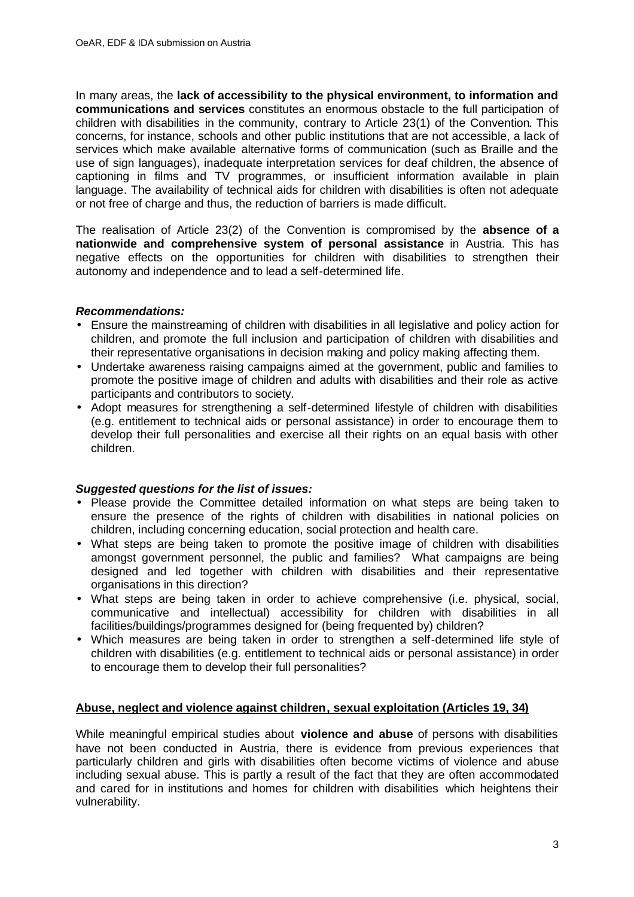In many areas, the **lack of accessibility to the physical environment, to information and communications and services** constitutes an enormous obstacle to the full participation of children with disabilities in the community, contrary to Article 23(1) of the Convention. This concerns, for instance, schools and other public institutions that are not accessible, a lack of services which make available alternative forms of communication (such as Braille and the use of sign languages), inadequate interpretation services for deaf children, the absence of captioning in films and TV programmes, or insufficient information available in plain language. The availability of technical aids for children with disabilities is often not adequate or not free of charge and thus, the reduction of barriers is made difficult.

The realisation of Article 23(2) of the Convention is compromised by the **absence of a nationwide and comprehensive system of personal assistance** in Austria. This has negative effects on the opportunities for children with disabilities to strengthen their autonomy and independence and to lead a self-determined life.

***Recommendations:***

- Ensure the mainstreaming of children with disabilities in all legislative and policy action for children, and promote the full inclusion and participation of children with disabilities and their representative organisations in decision making and policy making affecting them.
- Undertake awareness raising campaigns aimed at the government, public and families to promote the positive image of children and adults with disabilities and their role as active participants and contributors to society.
- Adopt measures for strengthening a self-determined lifestyle of children with disabilities (e.g. entitlement to technical aids or personal assistance) in order to encourage them to develop their full personalities and exercise all their rights on an equal basis with other children.

***Suggested questions for the list of issues:***

- Please provide the Committee detailed information on what steps are being taken to ensure the presence of the rights of children with disabilities in national policies on children, including concerning education, social protection and health care.
- What steps are being taken to promote the positive image of children with disabilities amongst government personnel, the public and families? What campaigns are being designed and led together with children with disabilities and their representative organisations in this direction?
- What steps are being taken in order to achieve comprehensive (i.e. physical, social, communicative and intellectual) accessibility for children with disabilities in all facilities/buildings/programmes designed for (being frequented by) children?
- Which measures are being taken in order to strengthen a self-determined life style of children with disabilities (e.g. entitlement to technical aids or personal assistance) in order to encourage them to develop their full personalities?

## Abuse, neglect and violence against children, sexual exploitation (Articles 19, 34)

While meaningful empirical studies about **violence and abuse** of persons with disabilities have not been conducted in Austria, there is evidence from previous experiences that particularly children and girls with disabilities often become victims of violence and abuse including sexual abuse. This is partly a result of the fact that they are often accommodated and cared for in institutions and homes for children with disabilities which heightens their vulnerability.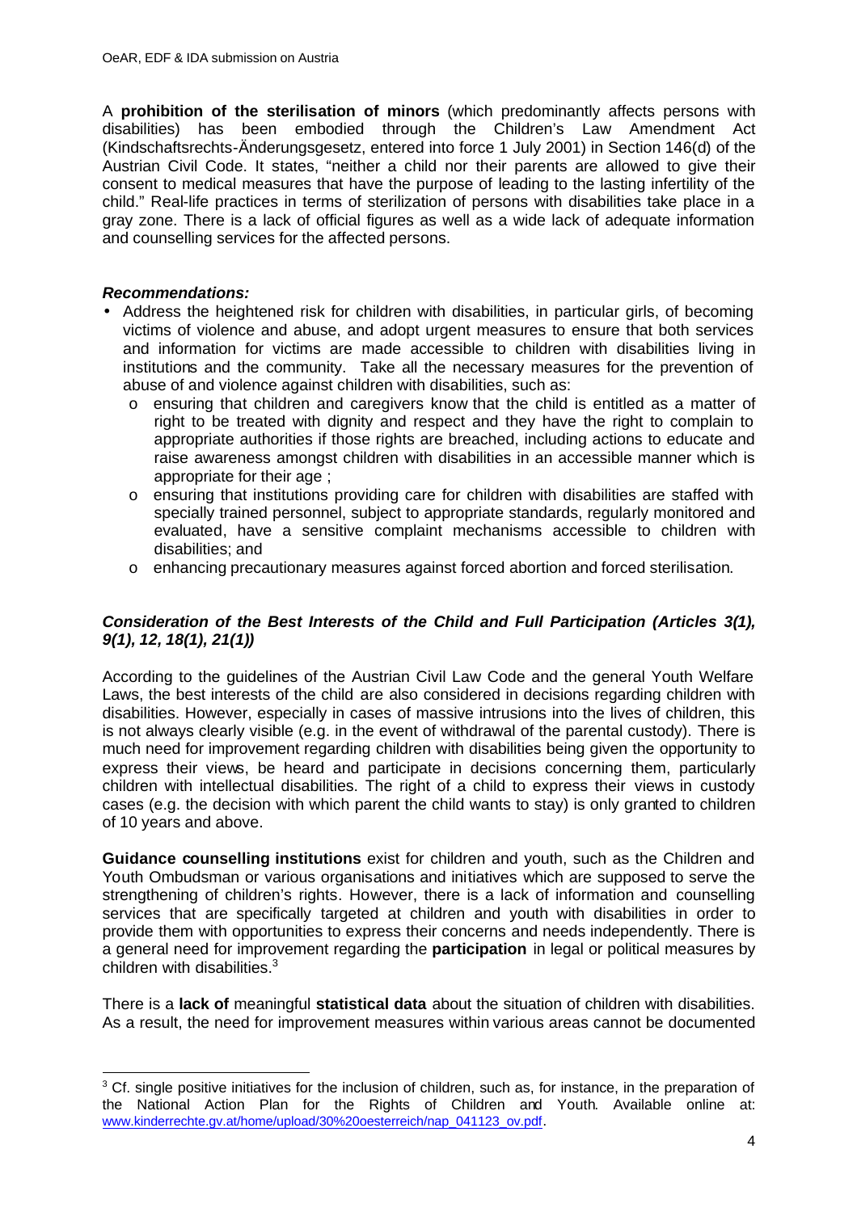A **prohibition of the sterilisation of minors** (which predominantly affects persons with disabilities) has been embodied through the Children's Law Amendment Act (Kindschaftsrechts-Änderungsgesetz, entered into force 1 July 2001) in Section 146(d) of the Austrian Civil Code. It states, "neither a child nor their parents are allowed to give their consent to medical measures that have the purpose of leading to the lasting infertility of the child." Real-life practices in terms of sterilization of persons with disabilities take place in a gray zone. There is a lack of official figures as well as a wide lack of adequate information and counselling services for the affected persons.

***Recommendations:***

- Address the heightened risk for children with disabilities, in particular girls, of becoming victims of violence and abuse, and adopt urgent measures to ensure that both services and information for victims are made accessible to children with disabilities living in institutions and the community. Take all the necessary measures for the prevention of abuse of and violence against children with disabilities, such as:
  - ensuring that children and caregivers know that the child is entitled as a matter of right to be treated with dignity and respect and they have the right to complain to appropriate authorities if those rights are breached, including actions to educate and raise awareness amongst children with disabilities in an accessible manner which is appropriate for their age ;
  - ensuring that institutions providing care for children with disabilities are staffed with specially trained personnel, subject to appropriate standards, regularly monitored and evaluated, have a sensitive complaint mechanisms accessible to children with disabilities; and
  - enhancing precautionary measures against forced abortion and forced sterilisation.

### *Consideration of the Best Interests of the Child and Full Participation (Articles 3(1), 9(1), 12, 18(1), 21(1))*

According to the guidelines of the Austrian Civil Law Code and the general Youth Welfare Laws, the best interests of the child are also considered in decisions regarding children with disabilities. However, especially in cases of massive intrusions into the lives of children, this is not always clearly visible (e.g. in the event of withdrawal of the parental custody). There is much need for improvement regarding children with disabilities being given the opportunity to express their views, be heard and participate in decisions concerning them, particularly children with intellectual disabilities. The right of a child to express their views in custody cases (e.g. the decision with which parent the child wants to stay) is only granted to children of 10 years and above.

**Guidance counselling institutions** exist for children and youth, such as the Children and Youth Ombudsman or various organisations and initiatives which are supposed to serve the strengthening of children's rights. However, there is a lack of information and counselling services that are specifically targeted at children and youth with disabilities in order to provide them with opportunities to express their concerns and needs independently. There is a general need for improvement regarding the **participation** in legal or political measures by children with disabilities.[3]

There is a **lack of** meaningful **statistical data** about the situation of children with disabilities. As a result, the need for improvement measures within various areas cannot be documented

[3] Cf. single positive initiatives for the inclusion of children, such as, for instance, in the preparation of the National Action Plan for the Rights of Children and Youth. Available online at: www.kinderrechte.gv.at/home/upload/30%20oesterreich/nap_041123_ov.pdf.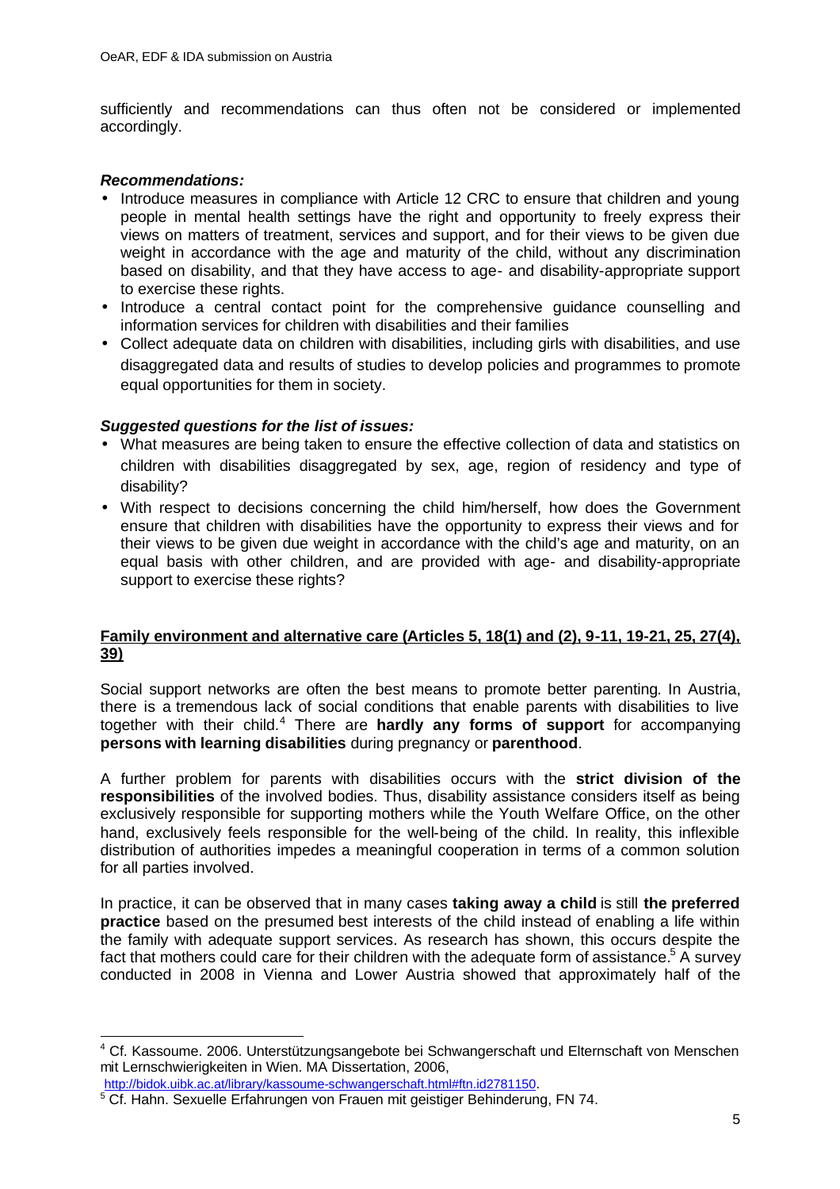sufficiently and recommendations can thus often not be considered or implemented accordingly.

***Recommendations:***

- Introduce measures in compliance with Article 12 CRC to ensure that children and young people in mental health settings have the right and opportunity to freely express their views on matters of treatment, services and support, and for their views to be given due weight in accordance with the age and maturity of the child, without any discrimination based on disability, and that they have access to age- and disability-appropriate support to exercise these rights.
- Introduce a central contact point for the comprehensive guidance counselling and information services for children with disabilities and their families
- Collect adequate data on children with disabilities, including girls with disabilities, and use disaggregated data and results of studies to develop policies and programmes to promote equal opportunities for them in society.

***Suggested questions for the list of issues:***

- What measures are being taken to ensure the effective collection of data and statistics on children with disabilities disaggregated by sex, age, region of residency and type of disability?
- With respect to decisions concerning the child him/herself, how does the Government ensure that children with disabilities have the opportunity to express their views and for their views to be given due weight in accordance with the child's age and maturity, on an equal basis with other children, and are provided with age- and disability-appropriate support to exercise these rights?

**Family environment and alternative care (Articles 5, 18(1) and (2), 9-11, 19-21, 25, 27(4), 39)**

Social support networks are often the best means to promote better parenting. In Austria, there is a tremendous lack of social conditions that enable parents with disabilities to live together with their child.[4] There are **hardly any forms of support** for accompanying **persons with learning disabilities** during pregnancy or **parenthood**.

A further problem for parents with disabilities occurs with the **strict division of the responsibilities** of the involved bodies. Thus, disability assistance considers itself as being exclusively responsible for supporting mothers while the Youth Welfare Office, on the other hand, exclusively feels responsible for the well-being of the child. In reality, this inflexible distribution of authorities impedes a meaningful cooperation in terms of a common solution for all parties involved.

In practice, it can be observed that in many cases **taking away a child** is still **the preferred practice** based on the presumed best interests of the child instead of enabling a life within the family with adequate support services. As research has shown, this occurs despite the fact that mothers could care for their children with the adequate form of assistance.[5] A survey conducted in 2008 in Vienna and Lower Austria showed that approximately half of the

[4] Cf. Kassoume. 2006. Unterstützungsangebote bei Schwangerschaft und Elternschaft von Menschen mit Lernschwierigkeiten in Wien. MA Dissertation, 2006, http://bidok.uibk.ac.at/library/kassoume-schwangerschaft.html#ftn.id2781150.

[5] Cf. Hahn. Sexuelle Erfahrungen von Frauen mit geistiger Behinderung, FN 74.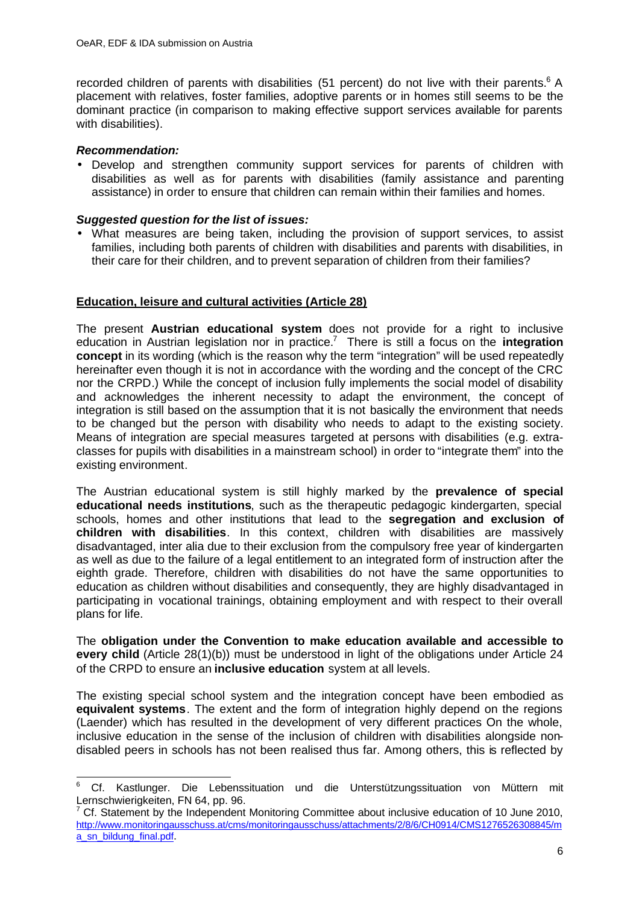recorded children of parents with disabilities (51 percent) do not live with their parents.[6] A placement with relatives, foster families, adoptive parents or in homes still seems to be the dominant practice (in comparison to making effective support services available for parents with disabilities).

***Recommendation:***

- Develop and strengthen community support services for parents of children with disabilities as well as for parents with disabilities (family assistance and parenting assistance) in order to ensure that children can remain within their families and homes.

***Suggested question for the list of issues:***

- What measures are being taken, including the provision of support services, to assist families, including both parents of children with disabilities and parents with disabilities, in their care for their children, and to prevent separation of children from their families?

## Education, leisure and cultural activities (Article 28)

The present **Austrian educational system** does not provide for a right to inclusive education in Austrian legislation nor in practice.[7] There is still a focus on the **integration concept** in its wording (which is the reason why the term "integration" will be used repeatedly hereinafter even though it is not in accordance with the wording and the concept of the CRC nor the CRPD.) While the concept of inclusion fully implements the social model of disability and acknowledges the inherent necessity to adapt the environment, the concept of integration is still based on the assumption that it is not basically the environment that needs to be changed but the person with disability who needs to adapt to the existing society. Means of integration are special measures targeted at persons with disabilities (e.g. extra-classes for pupils with disabilities in a mainstream school) in order to "integrate them" into the existing environment.

The Austrian educational system is still highly marked by the **prevalence of special educational needs institutions**, such as the therapeutic pedagogic kindergarten, special schools, homes and other institutions that lead to the **segregation and exclusion of children with disabilities**. In this context, children with disabilities are massively disadvantaged, inter alia due to their exclusion from the compulsory free year of kindergarten as well as due to the failure of a legal entitlement to an integrated form of instruction after the eighth grade. Therefore, children with disabilities do not have the same opportunities to education as children without disabilities and consequently, they are highly disadvantaged in participating in vocational trainings, obtaining employment and with respect to their overall plans for life.

The **obligation under the Convention to make education available and accessible to every child** (Article 28(1)(b)) must be understood in light of the obligations under Article 24 of the CRPD to ensure an **inclusive education** system at all levels.

The existing special school system and the integration concept have been embodied as **equivalent systems**. The extent and the form of integration highly depend on the regions (Laender) which has resulted in the development of very different practices On the whole, inclusive education in the sense of the inclusion of children with disabilities alongside non-disabled peers in schools has not been realised thus far. Among others, this is reflected by

---

[6] Cf. Kastlunger. Die Lebenssituation und die Unterstützungssituation von Müttern mit Lernschwierigkeiten, FN 64, pp. 96.

[7] Cf. Statement by the Independent Monitoring Committee about inclusive education of 10 June 2010, http://www.monitoringausschuss.at/cms/monitoringausschuss/attachments/2/8/6/CH0914/CMS1276526308845/ma_sn_bildung_final.pdf.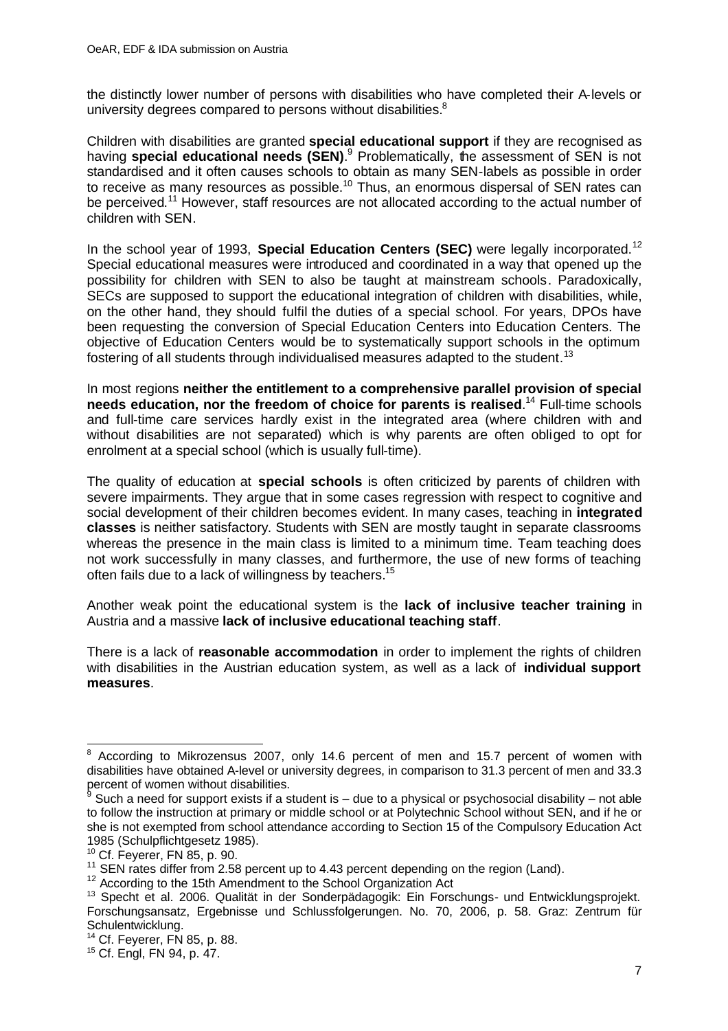the distinctly lower number of persons with disabilities who have completed their A-levels or university degrees compared to persons without disabilities.[8]

Children with disabilities are granted **special educational support** if they are recognised as having **special educational needs (SEN)**.[9] Problematically, the assessment of SEN is not standardised and it often causes schools to obtain as many SEN-labels as possible in order to receive as many resources as possible.[10] Thus, an enormous dispersal of SEN rates can be perceived.[11] However, staff resources are not allocated according to the actual number of children with SEN.

In the school year of 1993, **Special Education Centers (SEC)** were legally incorporated.[12] Special educational measures were introduced and coordinated in a way that opened up the possibility for children with SEN to also be taught at mainstream schools. Paradoxically, SECs are supposed to support the educational integration of children with disabilities, while, on the other hand, they should fulfil the duties of a special school. For years, DPOs have been requesting the conversion of Special Education Centers into Education Centers. The objective of Education Centers would be to systematically support schools in the optimum fostering of all students through individualised measures adapted to the student.[13]

In most regions **neither the entitlement to a comprehensive parallel provision of special needs education, nor the freedom of choice for parents is realised**.[14] Full-time schools and full-time care services hardly exist in the integrated area (where children with and without disabilities are not separated) which is why parents are often obliged to opt for enrolment at a special school (which is usually full-time).

The quality of education at **special schools** is often criticized by parents of children with severe impairments. They argue that in some cases regression with respect to cognitive and social development of their children becomes evident. In many cases, teaching in **integrated classes** is neither satisfactory. Students with SEN are mostly taught in separate classrooms whereas the presence in the main class is limited to a minimum time. Team teaching does not work successfully in many classes, and furthermore, the use of new forms of teaching often fails due to a lack of willingness by teachers.[15]

Another weak point the educational system is the **lack of inclusive teacher training** in Austria and a massive **lack of inclusive educational teaching staff**.

There is a lack of **reasonable accommodation** in order to implement the rights of children with disabilities in the Austrian education system, as well as a lack of **individual support measures**.

---

[8] According to Mikrozensus 2007, only 14.6 percent of men and 15.7 percent of women with disabilities have obtained A-level or university degrees, in comparison to 31.3 percent of men and 33.3 percent of women without disabilities.

[9] Such a need for support exists if a student is – due to a physical or psychosocial disability – not able to follow the instruction at primary or middle school or at Polytechnic School without SEN, and if he or she is not exempted from school attendance according to Section 15 of the Compulsory Education Act 1985 (Schulpflichtgesetz 1985).

[10] Cf. Feyerer, FN 85, p. 90.

[11] SEN rates differ from 2.58 percent up to 4.43 percent depending on the region (Land).

[12] According to the 15th Amendment to the School Organization Act

[13] Specht et al. 2006. Qualität in der Sonderpädagogik: Ein Forschungs- und Entwicklungsprojekt. Forschungsansatz, Ergebnisse und Schlussfolgerungen. No. 70, 2006, p. 58. Graz: Zentrum für Schulentwicklung.

[14] Cf. Feyerer, FN 85, p. 88.

[15] Cf. Engl, FN 94, p. 47.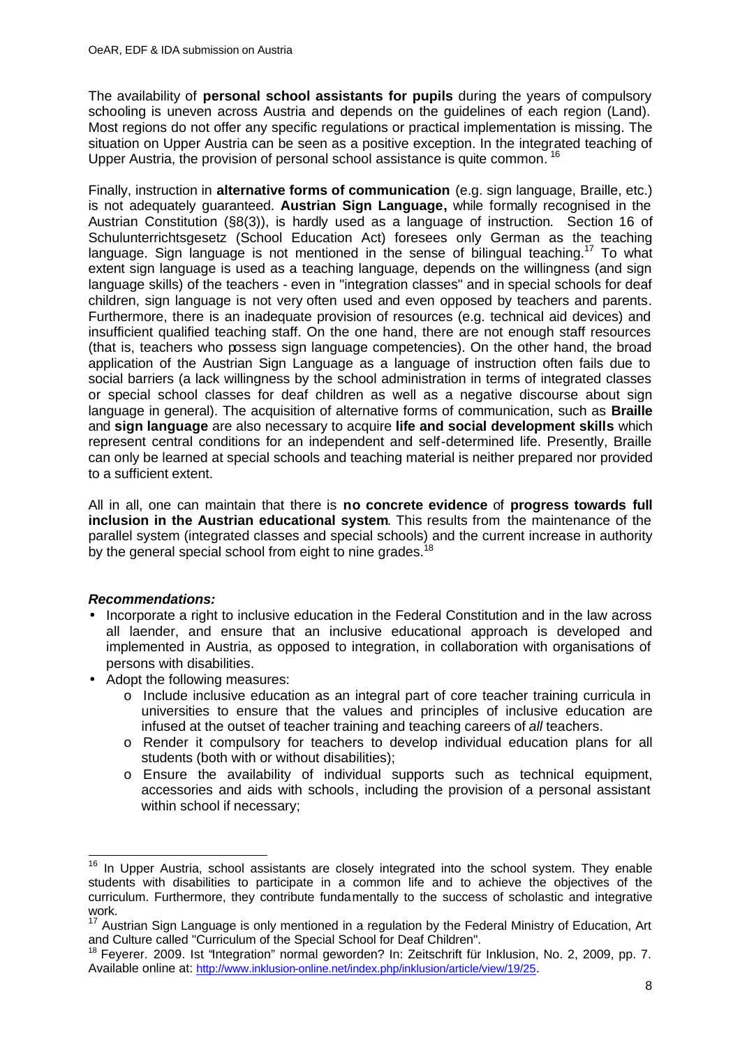The availability of **personal school assistants for pupils** during the years of compulsory schooling is uneven across Austria and depends on the guidelines of each region (Land). Most regions do not offer any specific regulations or practical implementation is missing. The situation on Upper Austria can be seen as a positive exception. In the integrated teaching of Upper Austria, the provision of personal school assistance is quite common. [16]

Finally, instruction in **alternative forms of communication** (e.g. sign language, Braille, etc.) is not adequately guaranteed. **Austrian Sign Language,** while formally recognised in the Austrian Constitution (§8(3)), is hardly used as a language of instruction. Section 16 of Schulunterrichtsgesetz (School Education Act) foresees only German as the teaching language. Sign language is not mentioned in the sense of bilingual teaching.[17] To what extent sign language is used as a teaching language, depends on the willingness (and sign language skills) of the teachers - even in "integration classes" and in special schools for deaf children, sign language is not very often used and even opposed by teachers and parents. Furthermore, there is an inadequate provision of resources (e.g. technical aid devices) and insufficient qualified teaching staff. On the one hand, there are not enough staff resources (that is, teachers who possess sign language competencies). On the other hand, the broad application of the Austrian Sign Language as a language of instruction often fails due to social barriers (a lack willingness by the school administration in terms of integrated classes or special school classes for deaf children as well as a negative discourse about sign language in general). The acquisition of alternative forms of communication, such as **Braille** and **sign language** are also necessary to acquire **life and social development skills** which represent central conditions for an independent and self-determined life. Presently, Braille can only be learned at special schools and teaching material is neither prepared nor provided to a sufficient extent.

All in all, one can maintain that there is **no concrete evidence** of **progress towards full inclusion in the Austrian educational system**. This results from the maintenance of the parallel system (integrated classes and special schools) and the current increase in authority by the general special school from eight to nine grades.[18]

***Recommendations:***

- Incorporate a right to inclusive education in the Federal Constitution and in the law across all laender, and ensure that an inclusive educational approach is developed and implemented in Austria, as opposed to integration, in collaboration with organisations of persons with disabilities.
- Adopt the following measures:
  - Include inclusive education as an integral part of core teacher training curricula in universities to ensure that the values and principles of inclusive education are infused at the outset of teacher training and teaching careers of *all* teachers.
  - Render it compulsory for teachers to develop individual education plans for all students (both with or without disabilities);
  - Ensure the availability of individual supports such as technical equipment, accessories and aids with schools, including the provision of a personal assistant within school if necessary;

---

[16] In Upper Austria, school assistants are closely integrated into the school system. They enable students with disabilities to participate in a common life and to achieve the objectives of the curriculum. Furthermore, they contribute fundamentally to the success of scholastic and integrative work.

[17] Austrian Sign Language is only mentioned in a regulation by the Federal Ministry of Education, Art and Culture called "Curriculum of the Special School for Deaf Children".

[18] Feyerer. 2009. Ist "Integration" normal geworden? In: Zeitschrift für Inklusion, No. 2, 2009, pp. 7. Available online at: http://www.inklusion-online.net/index.php/inklusion/article/view/19/25.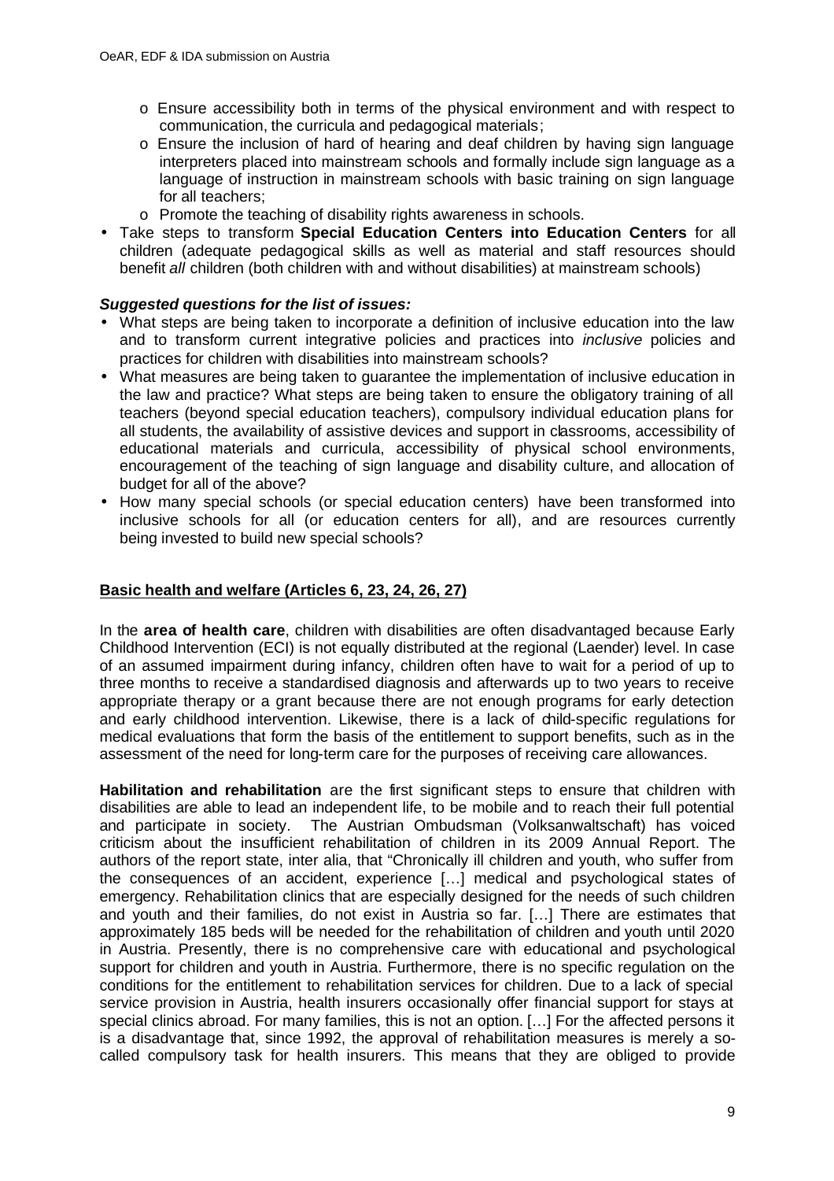- Ensure accessibility both in terms of the physical environment and with respect to communication, the curricula and pedagogical materials;
  - Ensure the inclusion of hard of hearing and deaf children by having sign language interpreters placed into mainstream schools and formally include sign language as a language of instruction in mainstream schools with basic training on sign language for all teachers;
  - Promote the teaching of disability rights awareness in schools.
- Take steps to transform **Special Education Centers into Education Centers** for all children (adequate pedagogical skills as well as material and staff resources should benefit *all* children (both children with and without disabilities) at mainstream schools)

***Suggested questions for the list of issues:***

- What steps are being taken to incorporate a definition of inclusive education into the law and to transform current integrative policies and practices into *inclusive* policies and practices for children with disabilities into mainstream schools?
- What measures are being taken to guarantee the implementation of inclusive education in the law and practice? What steps are being taken to ensure the obligatory training of all teachers (beyond special education teachers), compulsory individual education plans for all students, the availability of assistive devices and support in classrooms, accessibility of educational materials and curricula, accessibility of physical school environments, encouragement of the teaching of sign language and disability culture, and allocation of budget for all of the above?
- How many special schools (or special education centers) have been transformed into inclusive schools for all (or education centers for all), and are resources currently being invested to build new special schools?

## Basic health and welfare (Articles 6, 23, 24, 26, 27)

In the **area of health care**, children with disabilities are often disadvantaged because Early Childhood Intervention (ECI) is not equally distributed at the regional (Laender) level. In case of an assumed impairment during infancy, children often have to wait for a period of up to three months to receive a standardised diagnosis and afterwards up to two years to receive appropriate therapy or a grant because there are not enough programs for early detection and early childhood intervention. Likewise, there is a lack of child-specific regulations for medical evaluations that form the basis of the entitlement to support benefits, such as in the assessment of the need for long-term care for the purposes of receiving care allowances.

**Habilitation and rehabilitation** are the first significant steps to ensure that children with disabilities are able to lead an independent life, to be mobile and to reach their full potential and participate in society. The Austrian Ombudsman (Volksanwaltschaft) has voiced criticism about the insufficient rehabilitation of children in its 2009 Annual Report. The authors of the report state, inter alia, that "Chronically ill children and youth, who suffer from the consequences of an accident, experience […] medical and psychological states of emergency. Rehabilitation clinics that are especially designed for the needs of such children and youth and their families, do not exist in Austria so far. […] There are estimates that approximately 185 beds will be needed for the rehabilitation of children and youth until 2020 in Austria. Presently, there is no comprehensive care with educational and psychological support for children and youth in Austria. Furthermore, there is no specific regulation on the conditions for the entitlement to rehabilitation services for children. Due to a lack of special service provision in Austria, health insurers occasionally offer financial support for stays at special clinics abroad. For many families, this is not an option. […] For the affected persons it is a disadvantage that, since 1992, the approval of rehabilitation measures is merely a so-called compulsory task for health insurers. This means that they are obliged to provide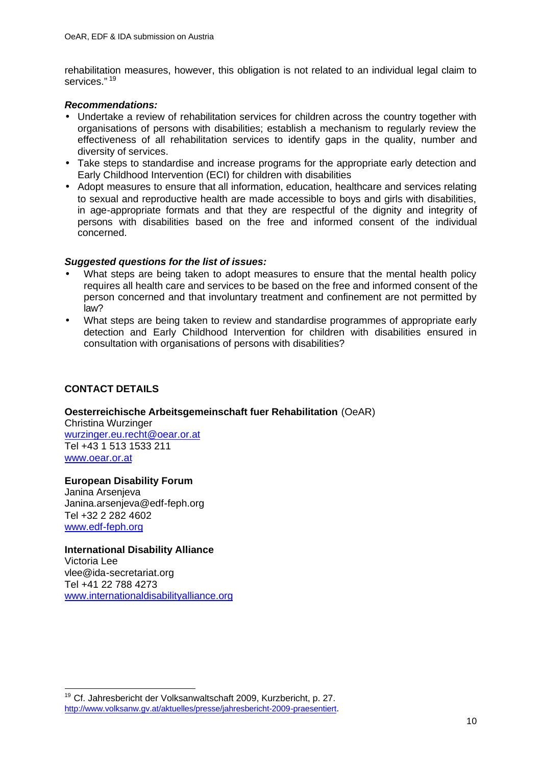rehabilitation measures, however, this obligation is not related to an individual legal claim to services." [19]

***Recommendations:***

- Undertake a review of rehabilitation services for children across the country together with organisations of persons with disabilities; establish a mechanism to regularly review the effectiveness of all rehabilitation services to identify gaps in the quality, number and diversity of services.
- Take steps to standardise and increase programs for the appropriate early detection and Early Childhood Intervention (ECI) for children with disabilities
- Adopt measures to ensure that all information, education, healthcare and services relating to sexual and reproductive health are made accessible to boys and girls with disabilities, in age-appropriate formats and that they are respectful of the dignity and integrity of persons with disabilities based on the free and informed consent of the individual concerned.

***Suggested questions for the list of issues:***

- What steps are being taken to adopt measures to ensure that the mental health policy requires all health care and services to be based on the free and informed consent of the person concerned and that involuntary treatment and confinement are not permitted by law?
- What steps are being taken to review and standardise programmes of appropriate early detection and Early Childhood Intervention for children with disabilities ensured in consultation with organisations of persons with disabilities?

## CONTACT DETAILS

**Oesterreichische Arbeitsgemeinschaft fuer Rehabilitation** (OeAR)
Christina Wurzinger
wurzinger.eu.recht@oear.or.at
Tel +43 1 513 1533 211
www.oear.or.at

**European Disability Forum**
Janina Arsenjeva
Janina.arsenjeva@edf-feph.org
Tel +32 2 282 4602
www.edf-feph.org

**International Disability Alliance**
Victoria Lee
vlee@ida-secretariat.org
Tel +41 22 788 4273
www.internationaldisabilityalliance.org

---

[19] Cf. Jahresbericht der Volksanwaltschaft 2009, Kurzbericht, p. 27. http://www.volksanw.gv.at/aktuelles/presse/jahresbericht-2009-praesentiert.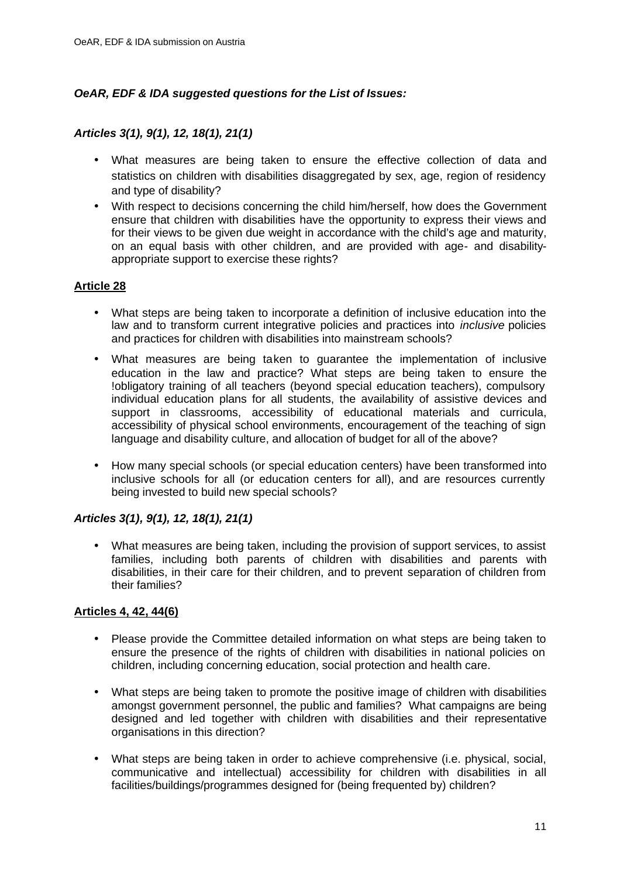***OeAR, EDF & IDA suggested questions for the List of Issues:***

***Articles 3(1), 9(1), 12, 18(1), 21(1)***

- What measures are being taken to ensure the effective collection of data and statistics on children with disabilities disaggregated by sex, age, region of residency and type of disability?
- With respect to decisions concerning the child him/herself, how does the Government ensure that children with disabilities have the opportunity to express their views and for their views to be given due weight in accordance with the child's age and maturity, on an equal basis with other children, and are provided with age- and disability-appropriate support to exercise these rights?

**Article 28**

- What steps are being taken to incorporate a definition of inclusive education into the law and to transform current integrative policies and practices into *inclusive* policies and practices for children with disabilities into mainstream schools?
- What measures are being taken to guarantee the implementation of inclusive education in the law and practice? What steps are being taken to ensure the !obligatory training of all teachers (beyond special education teachers), compulsory individual education plans for all students, the availability of assistive devices and support in classrooms, accessibility of educational materials and curricula, accessibility of physical school environments, encouragement of the teaching of sign language and disability culture, and allocation of budget for all of the above?
- How many special schools (or special education centers) have been transformed into inclusive schools for all (or education centers for all), and are resources currently being invested to build new special schools?

***Articles 3(1), 9(1), 12, 18(1), 21(1)***

- What measures are being taken, including the provision of support services, to assist families, including both parents of children with disabilities and parents with disabilities, in their care for their children, and to prevent separation of children from their families?

**Articles 4, 42, 44(6)**

- Please provide the Committee detailed information on what steps are being taken to ensure the presence of the rights of children with disabilities in national policies on children, including concerning education, social protection and health care.
- What steps are being taken to promote the positive image of children with disabilities amongst government personnel, the public and families? What campaigns are being designed and led together with children with disabilities and their representative organisations in this direction?
- What steps are being taken in order to achieve comprehensive (i.e. physical, social, communicative and intellectual) accessibility for children with disabilities in all facilities/buildings/programmes designed for (being frequented by) children?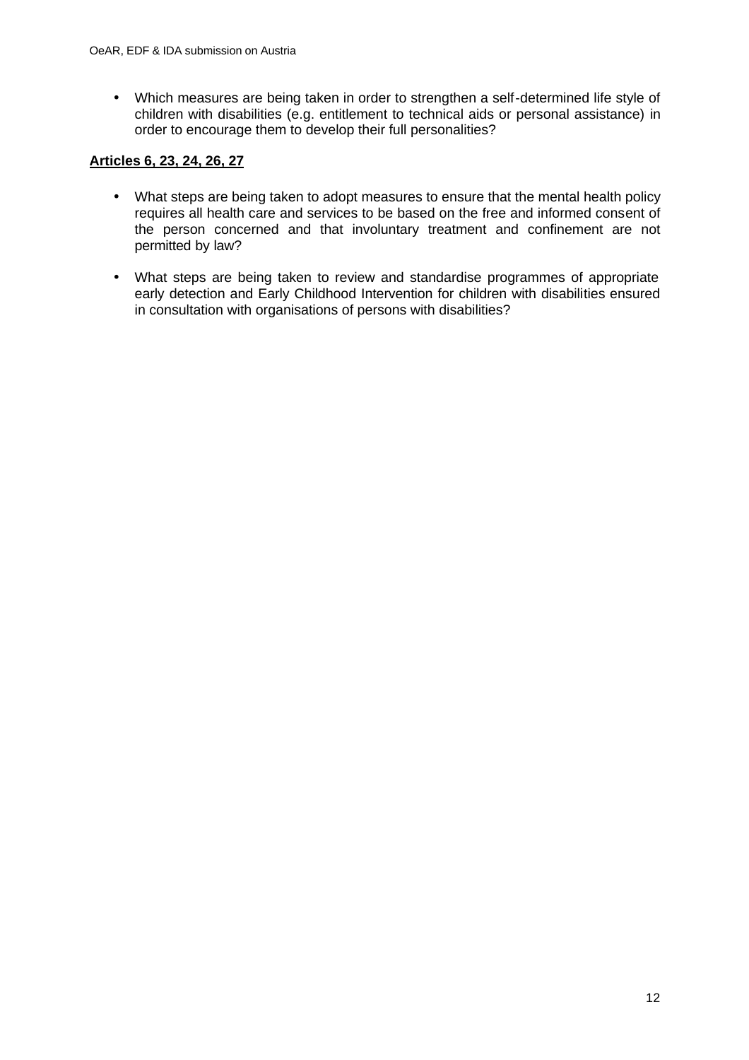- Which measures are being taken in order to strengthen a self-determined life style of children with disabilities (e.g. entitlement to technical aids or personal assistance) in order to encourage them to develop their full personalities?

**Articles 6, 23, 24, 26, 27**

- What steps are being taken to adopt measures to ensure that the mental health policy requires all health care and services to be based on the free and informed consent of the person concerned and that involuntary treatment and confinement are not permitted by law?

- What steps are being taken to review and standardise programmes of appropriate early detection and Early Childhood Intervention for children with disabilities ensured in consultation with organisations of persons with disabilities?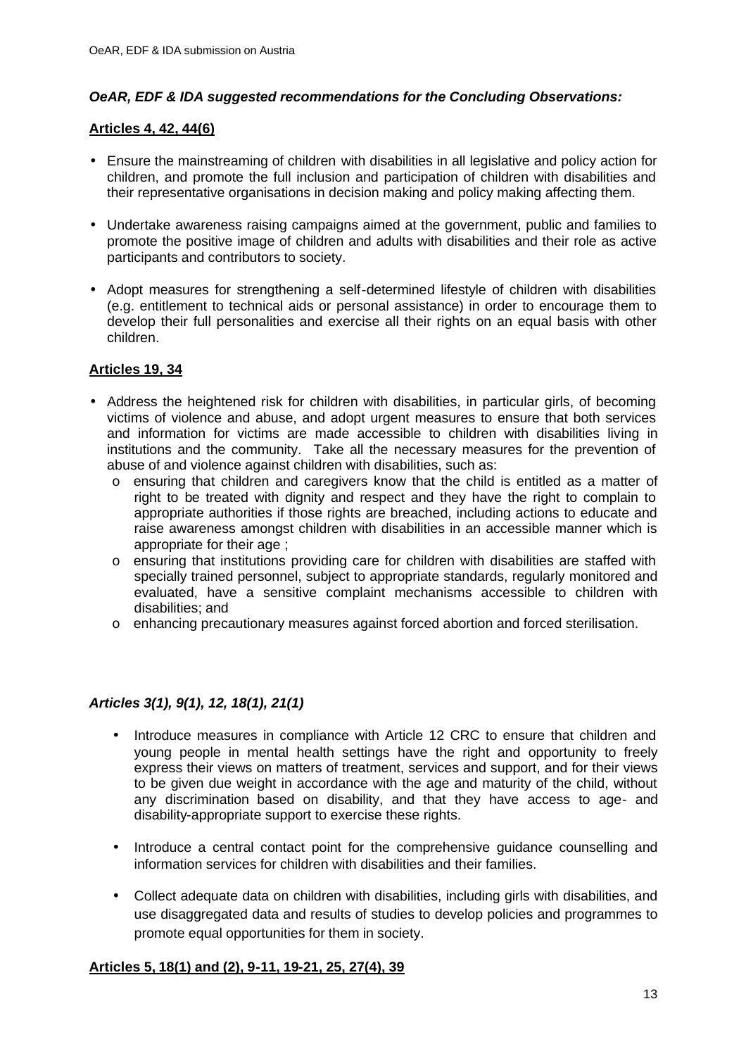***OeAR, EDF & IDA suggested recommendations for the Concluding Observations:***

**Articles 4, 42, 44(6)**

- Ensure the mainstreaming of children with disabilities in all legislative and policy action for children, and promote the full inclusion and participation of children with disabilities and their representative organisations in decision making and policy making affecting them.
- Undertake awareness raising campaigns aimed at the government, public and families to promote the positive image of children and adults with disabilities and their role as active participants and contributors to society.
- Adopt measures for strengthening a self-determined lifestyle of children with disabilities (e.g. entitlement to technical aids or personal assistance) in order to encourage them to develop their full personalities and exercise all their rights on an equal basis with other children.

**Articles 19, 34**

- Address the heightened risk for children with disabilities, in particular girls, of becoming victims of violence and abuse, and adopt urgent measures to ensure that both services and information for victims are made accessible to children with disabilities living in institutions and the community. Take all the necessary measures for the prevention of abuse of and violence against children with disabilities, such as:
  - ensuring that children and caregivers know that the child is entitled as a matter of right to be treated with dignity and respect and they have the right to complain to appropriate authorities if those rights are breached, including actions to educate and raise awareness amongst children with disabilities in an accessible manner which is appropriate for their age ;
  - ensuring that institutions providing care for children with disabilities are staffed with specially trained personnel, subject to appropriate standards, regularly monitored and evaluated, have a sensitive complaint mechanisms accessible to children with disabilities; and
  - enhancing precautionary measures against forced abortion and forced sterilisation.

***Articles 3(1), 9(1), 12, 18(1), 21(1)***

- Introduce measures in compliance with Article 12 CRC to ensure that children and young people in mental health settings have the right and opportunity to freely express their views on matters of treatment, services and support, and for their views to be given due weight in accordance with the age and maturity of the child, without any discrimination based on disability, and that they have access to age- and disability-appropriate support to exercise these rights.
- Introduce a central contact point for the comprehensive guidance counselling and information services for children with disabilities and their families.
- Collect adequate data on children with disabilities, including girls with disabilities, and use disaggregated data and results of studies to develop policies and programmes to promote equal opportunities for them in society.

**Articles 5, 18(1) and (2), 9-11, 19-21, 25, 27(4), 39**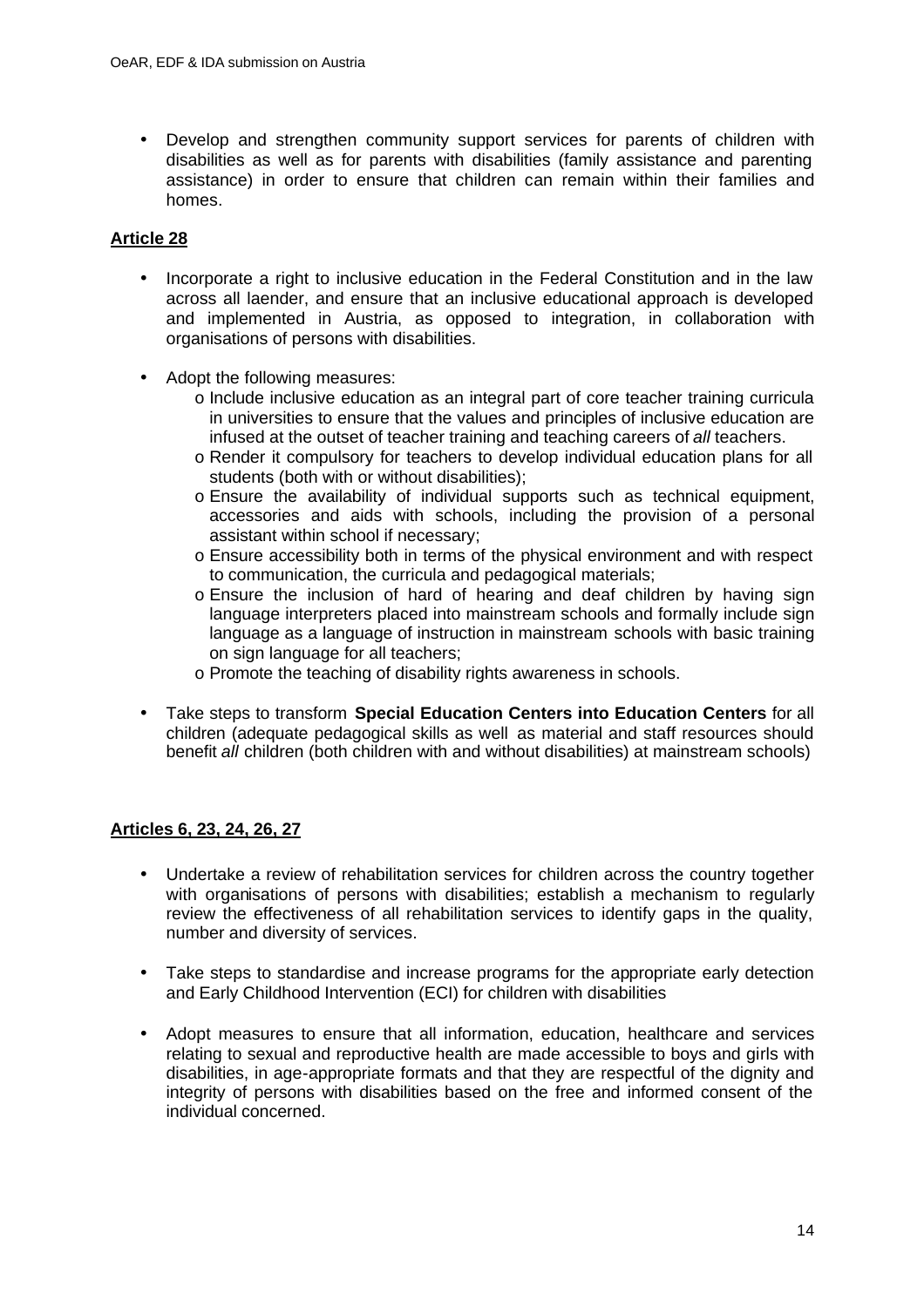- Develop and strengthen community support services for parents of children with disabilities as well as for parents with disabilities (family assistance and parenting assistance) in order to ensure that children can remain within their families and homes.

**Article 28**

- Incorporate a right to inclusive education in the Federal Constitution and in the law across all laender, and ensure that an inclusive educational approach is developed and implemented in Austria, as opposed to integration, in collaboration with organisations of persons with disabilities.

- Adopt the following measures:
  - Include inclusive education as an integral part of core teacher training curricula in universities to ensure that the values and principles of inclusive education are infused at the outset of teacher training and teaching careers of *all* teachers.
  - Render it compulsory for teachers to develop individual education plans for all students (both with or without disabilities);
  - Ensure the availability of individual supports such as technical equipment, accessories and aids with schools, including the provision of a personal assistant within school if necessary;
  - Ensure accessibility both in terms of the physical environment and with respect to communication, the curricula and pedagogical materials;
  - Ensure the inclusion of hard of hearing and deaf children by having sign language interpreters placed into mainstream schools and formally include sign language as a language of instruction in mainstream schools with basic training on sign language for all teachers;
  - Promote the teaching of disability rights awareness in schools.

- Take steps to transform **Special Education Centers into Education Centers** for all children (adequate pedagogical skills as well as material and staff resources should benefit *all* children (both children with and without disabilities) at mainstream schools)

**Articles 6, 23, 24, 26, 27**

- Undertake a review of rehabilitation services for children across the country together with organisations of persons with disabilities; establish a mechanism to regularly review the effectiveness of all rehabilitation services to identify gaps in the quality, number and diversity of services.

- Take steps to standardise and increase programs for the appropriate early detection and Early Childhood Intervention (ECI) for children with disabilities

- Adopt measures to ensure that all information, education, healthcare and services relating to sexual and reproductive health are made accessible to boys and girls with disabilities, in age-appropriate formats and that they are respectful of the dignity and integrity of persons with disabilities based on the free and informed consent of the individual concerned.